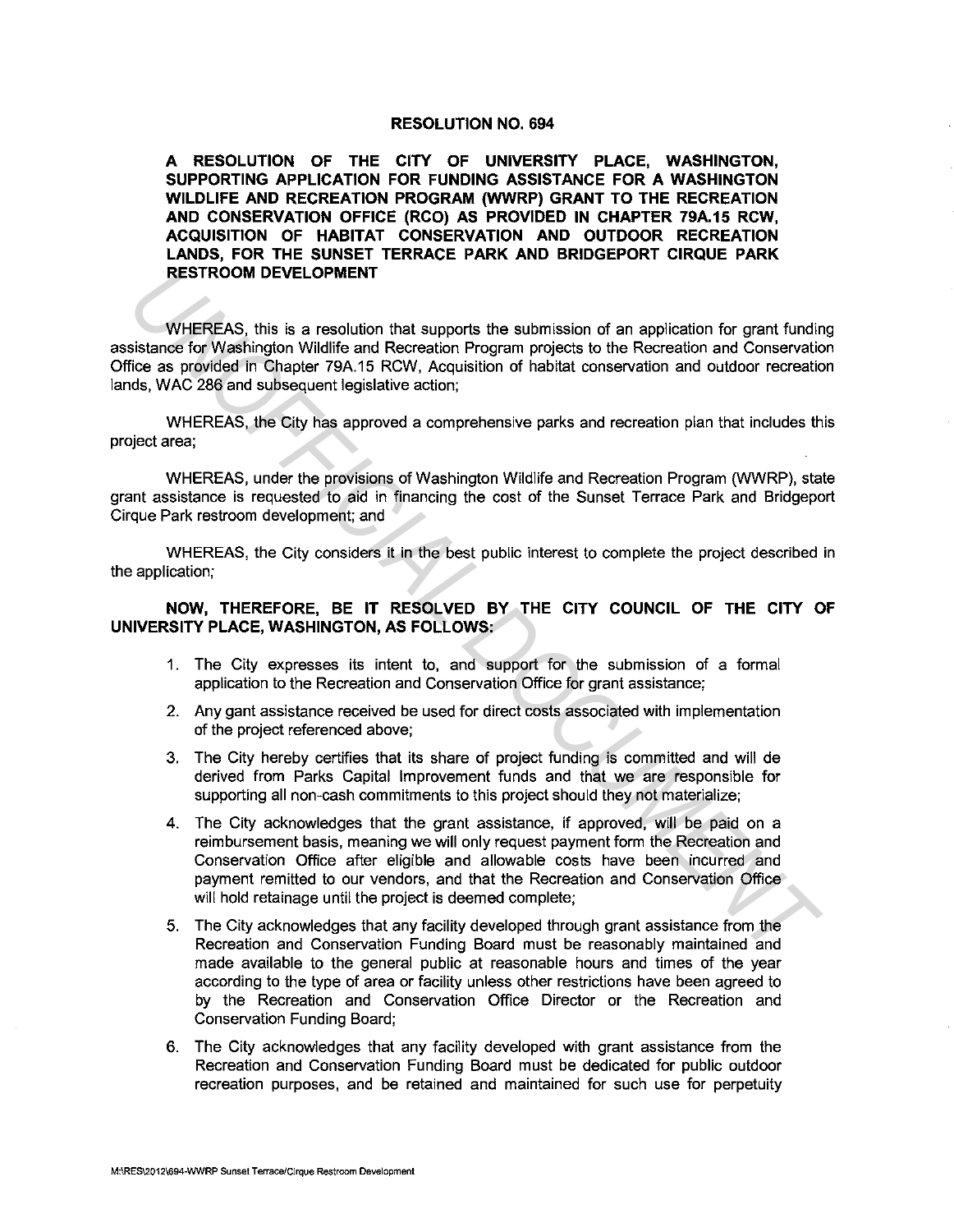# RESOLUTION NO. 694

**A RESOLUTION OF THE CITY OF UNIVERSITY PLACE, WASHINGTON, SUPPORTING APPLICATION FOR FUNDING ASSISTANCE FOR A WASHINGTON WILDLIFE AND RECREATION PROGRAM (WWRP) GRANT TO THE RECREATION AND CONSERVATION OFFICE (RCO) AS PROVIDED IN CHAPTER 79A.15 RCW, ACQUISITION OF HABITAT CONSERVATION AND OUTDOOR RECREATION LANDS, FOR THE SUNSET TERRACE PARK AND BRIDGEPORT CIRQUE PARK RESTROOM DEVELOPMENT**

WHEREAS, this is a resolution that supports the submission of an application for grant funding assistance for Washington Wildlife and Recreation Program projects to the Recreation and Conservation Office as provided in Chapter 79A.15 RCW, Acquisition of habitat conservation and outdoor recreation lands, WAC 286 and subsequent legislative action;

WHEREAS, the City has approved a comprehensive parks and recreation plan that includes this project area;

WHEREAS, under the provisions of Washington Wildlife and Recreation Program (WWRP), state grant assistance is requested to aid in financing the cost of the Sunset Terrace Park and Bridgeport Cirque Park restroom development; and

WHEREAS, the City considers it in the best public interest to complete the project described in the application;

**NOW, THEREFORE, BE IT RESOLVED BY THE CITY COUNCIL OF THE CITY OF UNIVERSITY PLACE, WASHINGTON, AS FOLLOWS:**

1. The City expresses its intent to, and support for the submission of a formal application to the Recreation and Conservation Office for grant assistance;
2. Any gant assistance received be used for direct costs associated with implementation of the project referenced above;
3. The City hereby certifies that its share of project funding is committed and will de derived from Parks Capital Improvement funds and that we are responsible for supporting all non-cash commitments to this project should they not materialize;
4. The City acknowledges that the grant assistance, if approved, will be paid on a reimbursement basis, meaning we will only request payment form the Recreation and Conservation Office after eligible and allowable costs have been incurred and payment remitted to our vendors, and that the Recreation and Conservation Office will hold retainage until the project is deemed complete;
5. The City acknowledges that any facility developed through grant assistance from the Recreation and Conservation Funding Board must be reasonably maintained and made available to the general public at reasonable hours and times of the year according to the type of area or facility unless other restrictions have been agreed to by the Recreation and Conservation Office Director or the Recreation and Conservation Funding Board;
6. The City acknowledges that any facility developed with grant assistance from the Recreation and Conservation Funding Board must be dedicated for public outdoor recreation purposes, and be retained and maintained for such use for perpetuity

M:\RES\2012\694-WWRP Sunset Terrace/Cirque Restroom Development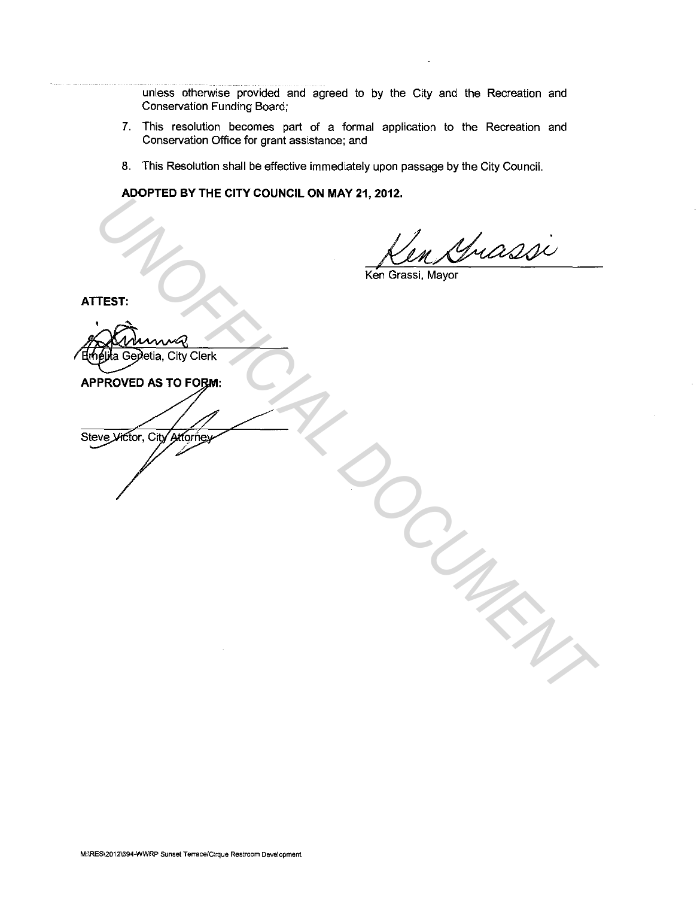unless otherwise provided and agreed to by the City and the Recreation and Conservation Funding Board;

7. This resolution becomes part of a formal application to the Recreation and Conservation Office for grant assistance; and

8. This Resolution shall be effective immediately upon passage by the City Council.

**ADOPTED BY THE CITY COUNCIL ON MAY 21, 2012.**

Ken Grassi, Mayor

**ATTEST:**

Emelita Genetia, City Clerk

**APPROVED AS TO FORM:**

Steve Victor, City Attorney

UNOFFICIAL DOCUMENT

M:\RES\2012\694-WWRP Sunset Terrace/Cirque Restroom Development